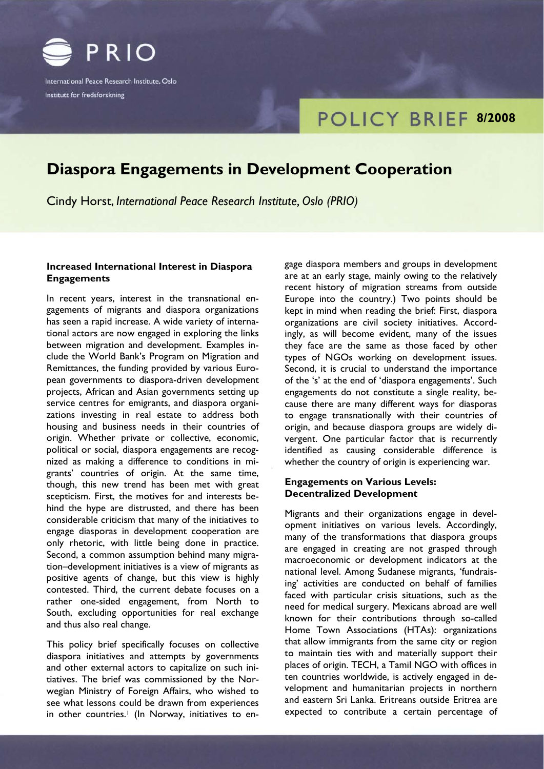PRIO

International Peace Research Institute, Oslo
Institutt for fredsforskning

POLICY BRIEF 8/2008

# Diaspora Engagements in Development Cooperation

Cindy Horst, *International Peace Research Institute, Oslo (PRIO)*

## Increased International Interest in Diaspora Engagements

In recent years, interest in the transnational engagements of migrants and diaspora organizations has seen a rapid increase. A wide variety of international actors are now engaged in exploring the links between migration and development. Examples include the World Bank's Program on Migration and Remittances, the funding provided by various European governments to diaspora-driven development projects, African and Asian governments setting up service centres for emigrants, and diaspora organizations investing in real estate to address both housing and business needs in their countries of origin. Whether private or collective, economic, political or social, diaspora engagements are recognized as making a difference to conditions in migrants' countries of origin. At the same time, though, this new trend has been met with great scepticism. First, the motives for and interests behind the hype are distrusted, and there has been considerable criticism that many of the initiatives to engage diasporas in development cooperation are only rhetoric, with little being done in practice. Second, a common assumption behind many migration–development initiatives is a view of migrants as positive agents of change, but this view is highly contested. Third, the current debate focuses on a rather one-sided engagement, from North to South, excluding opportunities for real exchange and thus also real change.

This policy brief specifically focuses on collective diaspora initiatives and attempts by governments and other external actors to capitalize on such initiatives. The brief was commissioned by the Norwegian Ministry of Foreign Affairs, who wished to see what lessons could be drawn from experiences in other countries.[1] (In Norway, initiatives to engage diaspora members and groups in development are at an early stage, mainly owing to the relatively recent history of migration streams from outside Europe into the country.) Two points should be kept in mind when reading the brief: First, diaspora organizations are civil society initiatives. Accordingly, as will become evident, many of the issues they face are the same as those faced by other types of NGOs working on development issues. Second, it is crucial to understand the importance of the 's' at the end of 'diaspora engagements'. Such engagements do not constitute a single reality, because there are many different ways for diasporas to engage transnationally with their countries of origin, and because diaspora groups are widely divergent. One particular factor that is recurrently identified as causing considerable difference is whether the country of origin is experiencing war.

## Engagements on Various Levels: Decentralized Development

Migrants and their organizations engage in development initiatives on various levels. Accordingly, many of the transformations that diaspora groups are engaged in creating are not grasped through macroeconomic or development indicators at the national level. Among Sudanese migrants, 'fundraising' activities are conducted on behalf of families faced with particular crisis situations, such as the need for medical surgery. Mexicans abroad are well known for their contributions through so-called Home Town Associations (HTAs): organizations that allow immigrants from the same city or region to maintain ties with and materially support their places of origin. TECH, a Tamil NGO with offices in ten countries worldwide, is actively engaged in development and humanitarian projects in northern and eastern Sri Lanka. Eritreans outside Eritrea are expected to contribute a certain percentage of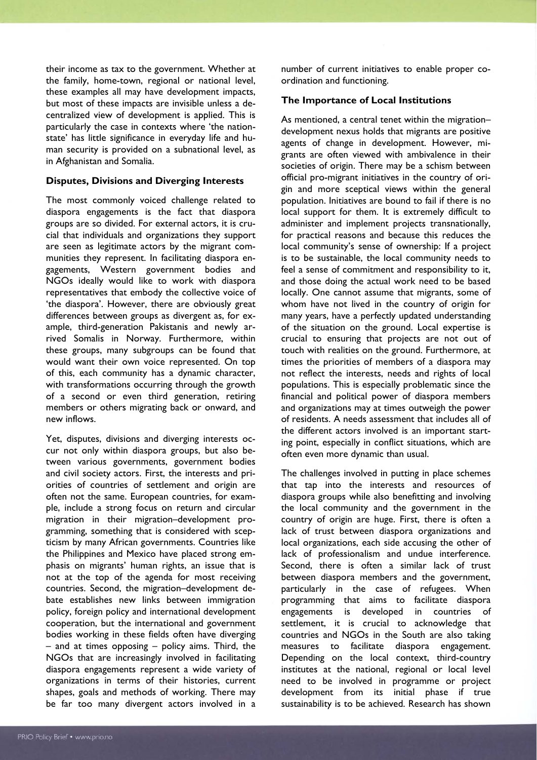their income as tax to the government. Whether at the family, home-town, regional or national level, these examples all may have development impacts, but most of these impacts are invisible unless a decentralized view of development is applied. This is particularly the case in contexts where 'the nation-state' has little significance in everyday life and human security is provided on a subnational level, as in Afghanistan and Somalia.

### Disputes, Divisions and Diverging Interests

The most commonly voiced challenge related to diaspora engagements is the fact that diaspora groups are so divided. For external actors, it is crucial that individuals and organizations they support are seen as legitimate actors by the migrant communities they represent. In facilitating diaspora engagements, Western government bodies and NGOs ideally would like to work with diaspora representatives that embody the collective voice of 'the diaspora'. However, there are obviously great differences between groups as divergent as, for example, third-generation Pakistanis and newly arrived Somalis in Norway. Furthermore, within these groups, many subgroups can be found that would want their own voice represented. On top of this, each community has a dynamic character, with transformations occurring through the growth of a second or even third generation, retiring members or others migrating back or onward, and new inflows.

Yet, disputes, divisions and diverging interests occur not only within diaspora groups, but also between various governments, government bodies and civil society actors. First, the interests and priorities of countries of settlement and origin are often not the same. European countries, for example, include a strong focus on return and circular migration in their migration–development programming, something that is considered with scepticism by many African governments. Countries like the Philippines and Mexico have placed strong emphasis on migrants' human rights, an issue that is not at the top of the agenda for most receiving countries. Second, the migration–development debate establishes new links between immigration policy, foreign policy and international development cooperation, but the international and government bodies working in these fields often have diverging – and at times opposing – policy aims. Third, the NGOs that are increasingly involved in facilitating diaspora engagements represent a wide variety of organizations in terms of their histories, current shapes, goals and methods of working. There may be far too many divergent actors involved in a number of current initiatives to enable proper coordination and functioning.

### The Importance of Local Institutions

As mentioned, a central tenet within the migration–development nexus holds that migrants are positive agents of change in development. However, migrants are often viewed with ambivalence in their societies of origin. There may be a schism between official pro-migrant initiatives in the country of origin and more sceptical views within the general population. Initiatives are bound to fail if there is no local support for them. It is extremely difficult to administer and implement projects transnationally, for practical reasons and because this reduces the local community's sense of ownership: If a project is to be sustainable, the local community needs to feel a sense of commitment and responsibility to it, and those doing the actual work need to be based locally. One cannot assume that migrants, some of whom have not lived in the country of origin for many years, have a perfectly updated understanding of the situation on the ground. Local expertise is crucial to ensuring that projects are not out of touch with realities on the ground. Furthermore, at times the priorities of members of a diaspora may not reflect the interests, needs and rights of local populations. This is especially problematic since the financial and political power of diaspora members and organizations may at times outweigh the power of residents. A needs assessment that includes all of the different actors involved is an important starting point, especially in conflict situations, which are often even more dynamic than usual.

The challenges involved in putting in place schemes that tap into the interests and resources of diaspora groups while also benefitting and involving the local community and the government in the country of origin are huge. First, there is often a lack of trust between diaspora organizations and local organizations, each side accusing the other of lack of professionalism and undue interference. Second, there is often a similar lack of trust between diaspora members and the government, particularly in the case of refugees. When programming that aims to facilitate diaspora engagements is developed in countries of settlement, it is crucial to acknowledge that countries and NGOs in the South are also taking measures to facilitate diaspora engagement. Depending on the local context, third-country institutes at the national, regional or local level need to be involved in programme or project development from its initial phase if true sustainability is to be achieved. Research has shown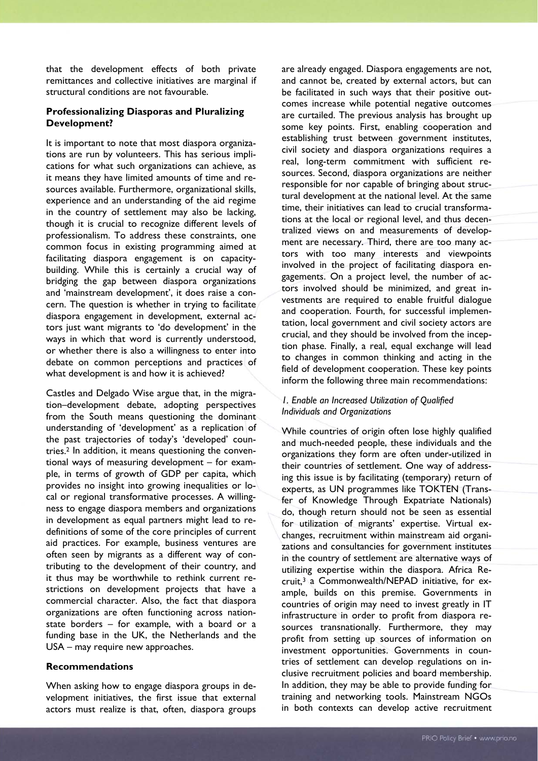that the development effects of both private remittances and collective initiatives are marginal if structural conditions are not favourable.

## Professionalizing Diasporas and Pluralizing Development?

It is important to note that most diaspora organizations are run by volunteers. This has serious implications for what such organizations can achieve, as it means they have limited amounts of time and resources available. Furthermore, organizational skills, experience and an understanding of the aid regime in the country of settlement may also be lacking, though it is crucial to recognize different levels of professionalism. To address these constraints, one common focus in existing programming aimed at facilitating diaspora engagement is on capacity-building. While this is certainly a crucial way of bridging the gap between diaspora organizations and 'mainstream development', it does raise a concern. The question is whether in trying to facilitate diaspora engagement in development, external actors just want migrants to 'do development' in the ways in which that word is currently understood, or whether there is also a willingness to enter into debate on common perceptions and practices of what development is and how it is achieved?

Castles and Delgado Wise argue that, in the migration–development debate, adopting perspectives from the South means questioning the dominant understanding of 'development' as a replication of the past trajectories of today's 'developed' countries.[2] In addition, it means questioning the conventional ways of measuring development – for example, in terms of growth of GDP per capita, which provides no insight into growing inequalities or local or regional transformative processes. A willingness to engage diaspora members and organizations in development as equal partners might lead to redefinitions of some of the core principles of current aid practices. For example, business ventures are often seen by migrants as a different way of contributing to the development of their country, and it thus may be worthwhile to rethink current restrictions on development projects that have a commercial character. Also, the fact that diaspora organizations are often functioning across nation-state borders – for example, with a board or a funding base in the UK, the Netherlands and the USA – may require new approaches.

## Recommendations

When asking how to engage diaspora groups in development initiatives, the first issue that external actors must realize is that, often, diaspora groups are already engaged. Diaspora engagements are not, and cannot be, created by external actors, but can be facilitated in such ways that their positive outcomes increase while potential negative outcomes are curtailed. The previous analysis has brought up some key points. First, enabling cooperation and establishing trust between government institutes, civil society and diaspora organizations requires a real, long-term commitment with sufficient resources. Second, diaspora organizations are neither responsible for nor capable of bringing about structural development at the national level. At the same time, their initiatives can lead to crucial transformations at the local or regional level, and thus decentralized views on and measurements of development are necessary. Third, there are too many actors with too many interests and viewpoints involved in the project of facilitating diaspora engagements. On a project level, the number of actors involved should be minimized, and great investments are required to enable fruitful dialogue and cooperation. Fourth, for successful implementation, local government and civil society actors are crucial, and they should be involved from the inception phase. Finally, a real, equal exchange will lead to changes in common thinking and acting in the field of development cooperation. These key points inform the following three main recommendations:

### *1. Enable an Increased Utilization of Qualified Individuals and Organizations*

While countries of origin often lose highly qualified and much-needed people, these individuals and the organizations they form are often under-utilized in their countries of settlement. One way of addressing this issue is by facilitating (temporary) return of experts, as UN programmes like TOKTEN (Transfer of Knowledge Through Expatriate Nationals) do, though return should not be seen as essential for utilization of migrants' expertise. Virtual exchanges, recruitment within mainstream aid organizations and consultancies for government institutes in the country of settlement are alternative ways of utilizing expertise within the diaspora. Africa Recruit,[3] a Commonwealth/NEPAD initiative, for example, builds on this premise. Governments in countries of origin may need to invest greatly in IT infrastructure in order to profit from diaspora resources transnationally. Furthermore, they may profit from setting up sources of information on investment opportunities. Governments in countries of settlement can develop regulations on inclusive recruitment policies and board membership. In addition, they may be able to provide funding for training and networking tools. Mainstream NGOs in both contexts can develop active recruitment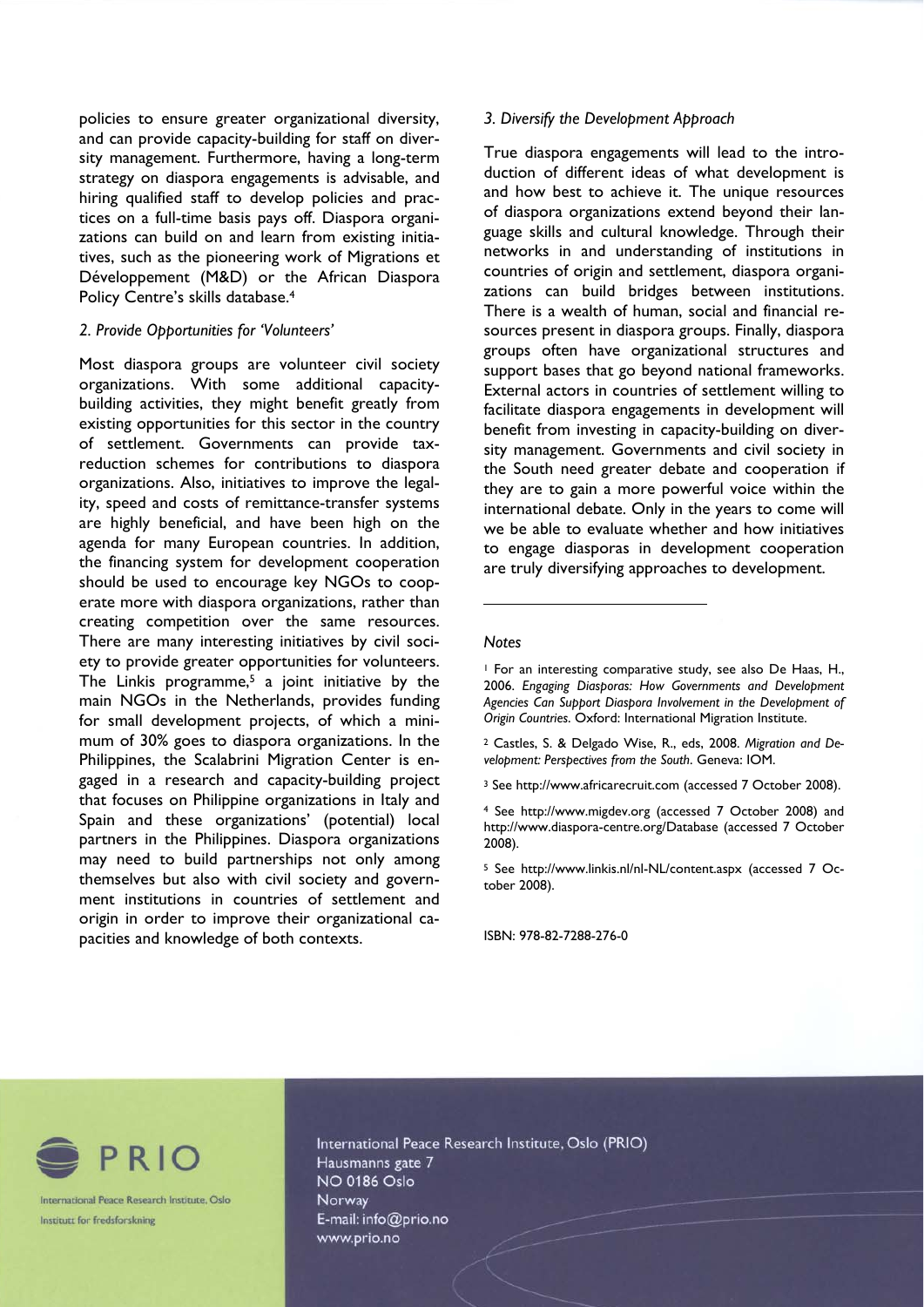policies to ensure greater organizational diversity, and can provide capacity-building for staff on diversity management. Furthermore, having a long-term strategy on diaspora engagements is advisable, and hiring qualified staff to develop policies and practices on a full-time basis pays off. Diaspora organizations can build on and learn from existing initiatives, such as the pioneering work of Migrations et Développement (M&D) or the African Diaspora Policy Centre's skills database.[4]

*2. Provide Opportunities for 'Volunteers'*

Most diaspora groups are volunteer civil society organizations. With some additional capacity-building activities, they might benefit greatly from existing opportunities for this sector in the country of settlement. Governments can provide tax-reduction schemes for contributions to diaspora organizations. Also, initiatives to improve the legality, speed and costs of remittance-transfer systems are highly beneficial, and have been high on the agenda for many European countries. In addition, the financing system for development cooperation should be used to encourage key NGOs to cooperate more with diaspora organizations, rather than creating competition over the same resources. There are many interesting initiatives by civil society to provide greater opportunities for volunteers. The Linkis programme,[5] a joint initiative by the main NGOs in the Netherlands, provides funding for small development projects, of which a minimum of 30% goes to diaspora organizations. In the Philippines, the Scalabrini Migration Center is engaged in a research and capacity-building project that focuses on Philippine organizations in Italy and Spain and these organizations' (potential) local partners in the Philippines. Diaspora organizations may need to build partnerships not only among themselves but also with civil society and government institutions in countries of settlement and origin in order to improve their organizational capacities and knowledge of both contexts.

*3. Diversify the Development Approach*

True diaspora engagements will lead to the introduction of different ideas of what development is and how best to achieve it. The unique resources of diaspora organizations extend beyond their language skills and cultural knowledge. Through their networks in and understanding of institutions in countries of origin and settlement, diaspora organizations can build bridges between institutions. There is a wealth of human, social and financial resources present in diaspora groups. Finally, diaspora groups often have organizational structures and support bases that go beyond national frameworks. External actors in countries of settlement willing to facilitate diaspora engagements in development will benefit from investing in capacity-building on diversity management. Governments and civil society in the South need greater debate and cooperation if they are to gain a more powerful voice within the international debate. Only in the years to come will we be able to evaluate whether and how initiatives to engage diasporas in development cooperation are truly diversifying approaches to development.

---

*Notes*

[1] For an interesting comparative study, see also De Haas, H., 2006. *Engaging Diasporas: How Governments and Development Agencies Can Support Diaspora Involvement in the Development of Origin Countries*. Oxford: International Migration Institute.

[2] Castles, S. & Delgado Wise, R., eds, 2008. *Migration and Development: Perspectives from the South*. Geneva: IOM.

[3] See http://www.africarecruit.com (accessed 7 October 2008).

[4] See http://www.migdev.org (accessed 7 October 2008) and http://www.diaspora-centre.org/Database (accessed 7 October 2008).

[5] See http://www.linkis.nl/nl-NL/content.aspx (accessed 7 October 2008).

ISBN: 978-82-7288-276-0

PRIO

International Peace Research Institute, Oslo
Institutt for fredsforskning

International Peace Research Institute, Oslo (PRIO)
Hausmanns gate 7
NO 0186 Oslo
Norway
E-mail: info@prio.no
www.prio.no